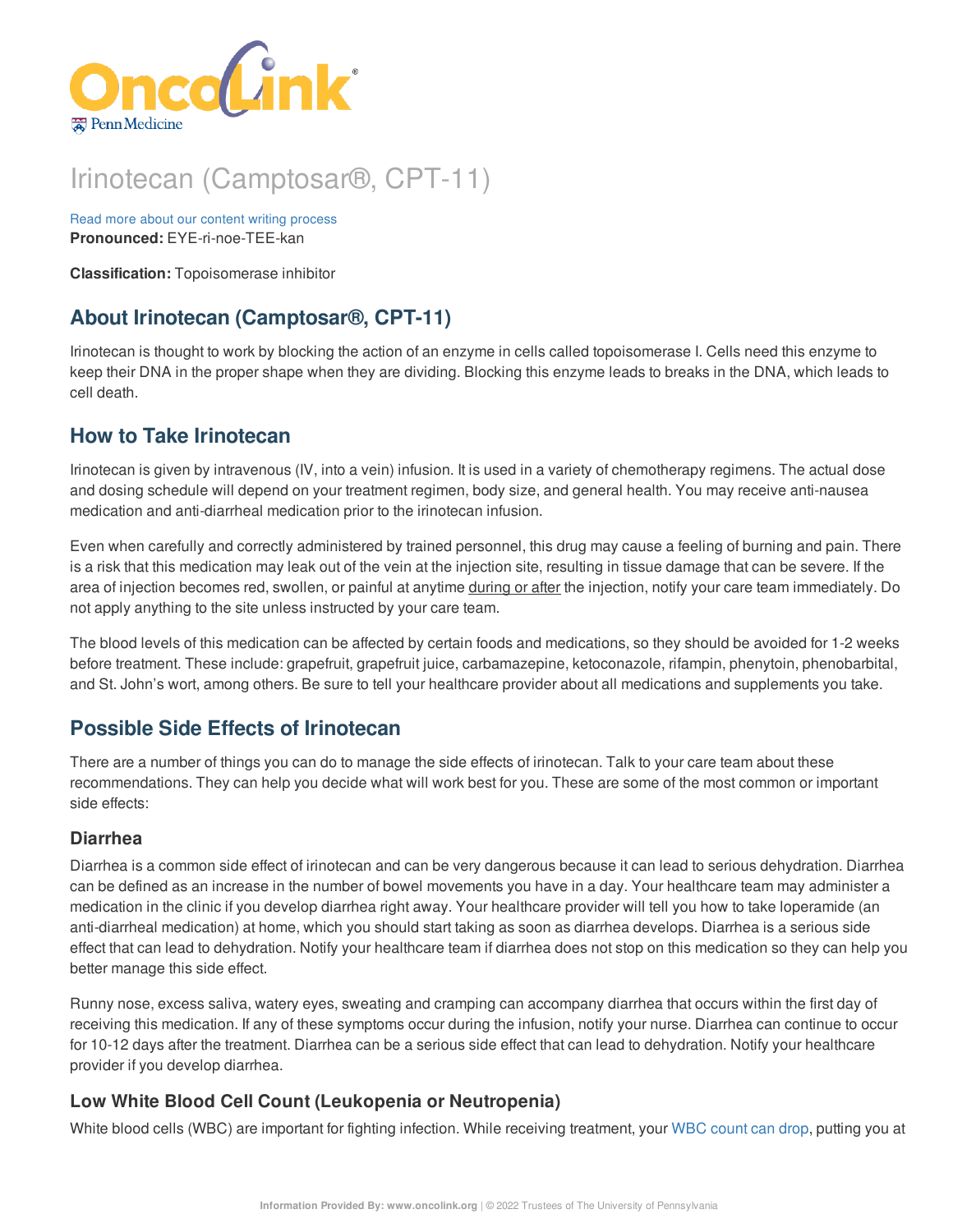# Irinotecan (Camptosar®, CPT-11)

Read more about our content writing process

**Pronounced:** EYE-ri-noe-TEE-kan

**Classification:** Topoisomerase inhibitor

## About Irinotecan (Camptosar®, CPT-11)

Irinotecan is thought to work by blocking the action of an enzyme in cells called topoisomerase I. Cells need this enzyme to keep their DNA in the proper shape when they are dividing. Blocking this enzyme leads to breaks in the DNA, which leads to cell death.

## How to Take Irinotecan

Irinotecan is given by intravenous (IV, into a vein) infusion. It is used in a variety of chemotherapy regimens. The actual dose and dosing schedule will depend on your treatment regimen, body size, and general health. You may receive anti-nausea medication and anti-diarrheal medication prior to the irinotecan infusion.

Even when carefully and correctly administered by trained personnel, this drug may cause a feeling of burning and pain. There is a risk that this medication may leak out of the vein at the injection site, resulting in tissue damage that can be severe. If the area of injection becomes red, swollen, or painful at anytime during or after the injection, notify your care team immediately. Do not apply anything to the site unless instructed by your care team.

The blood levels of this medication can be affected by certain foods and medications, so they should be avoided for 1-2 weeks before treatment. These include: grapefruit, grapefruit juice, carbamazepine, ketoconazole, rifampin, phenytoin, phenobarbital, and St. John's wort, among others. Be sure to tell your healthcare provider about all medications and supplements you take.

## Possible Side Effects of Irinotecan

There are a number of things you can do to manage the side effects of irinotecan. Talk to your care team about these recommendations. They can help you decide what will work best for you. These are some of the most common or important side effects:

### Diarrhea

Diarrhea is a common side effect of irinotecan and can be very dangerous because it can lead to serious dehydration. Diarrhea can be defined as an increase in the number of bowel movements you have in a day. Your healthcare team may administer a medication in the clinic if you develop diarrhea right away. Your healthcare provider will tell you how to take loperamide (an anti-diarrheal medication) at home, which you should start taking as soon as diarrhea develops. Diarrhea is a serious side effect that can lead to dehydration. Notify your healthcare team if diarrhea does not stop on this medication so they can help you better manage this side effect.

Runny nose, excess saliva, watery eyes, sweating and cramping can accompany diarrhea that occurs within the first day of receiving this medication. If any of these symptoms occur during the infusion, notify your nurse. Diarrhea can continue to occur for 10-12 days after the treatment. Diarrhea can be a serious side effect that can lead to dehydration. Notify your healthcare provider if you develop diarrhea.

### Low White Blood Cell Count (Leukopenia or Neutropenia)

White blood cells (WBC) are important for fighting infection. While receiving treatment, your WBC count can drop, putting you at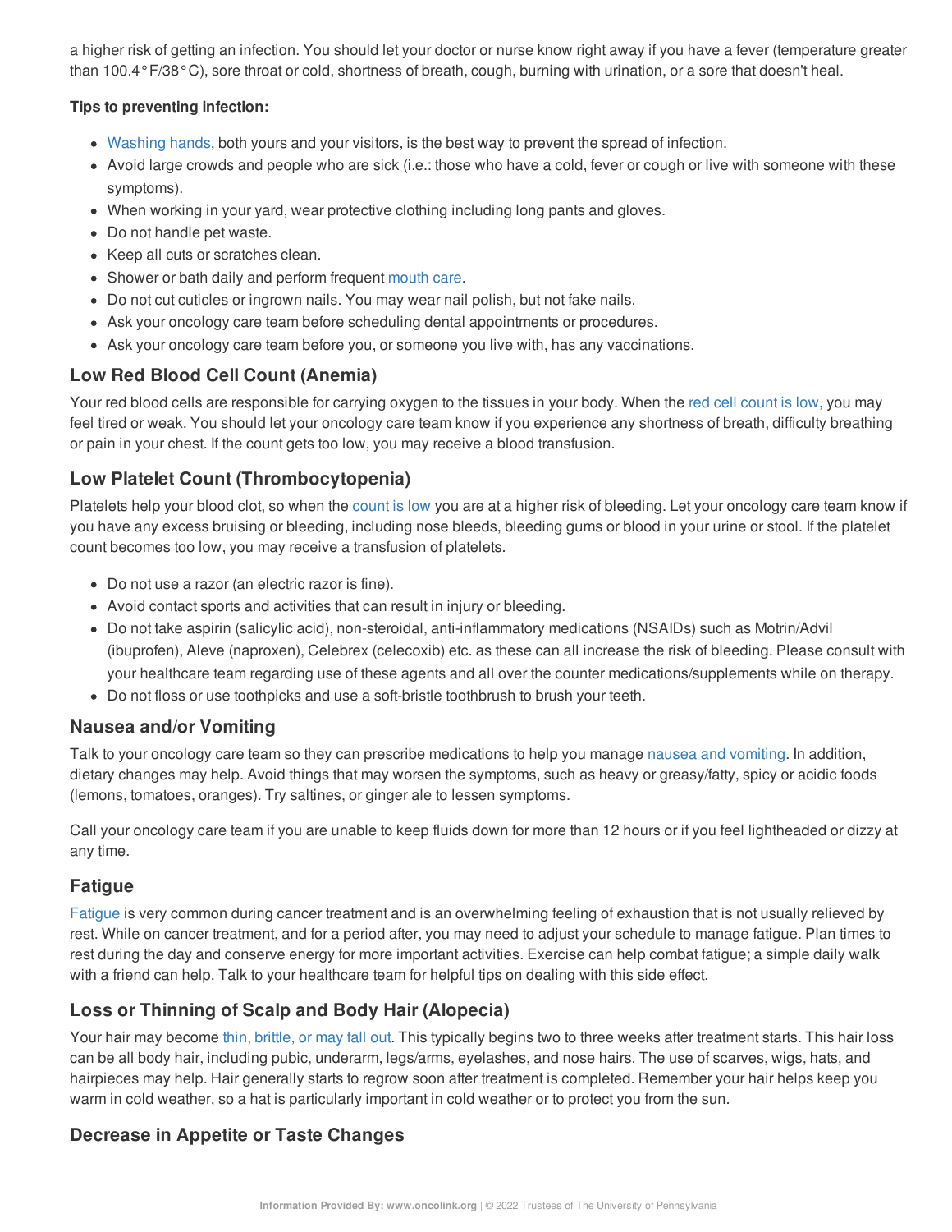a higher risk of getting an infection. You should let your doctor or nurse know right away if you have a fever (temperature greater than 100.4°F/38°C), sore throat or cold, shortness of breath, cough, burning with urination, or a sore that doesn't heal.

**Tips to preventing infection:**

- Washing hands, both yours and your visitors, is the best way to prevent the spread of infection.
- Avoid large crowds and people who are sick (i.e.: those who have a cold, fever or cough or live with someone with these symptoms).
- When working in your yard, wear protective clothing including long pants and gloves.
- Do not handle pet waste.
- Keep all cuts or scratches clean.
- Shower or bath daily and perform frequent mouth care.
- Do not cut cuticles or ingrown nails. You may wear nail polish, but not fake nails.
- Ask your oncology care team before scheduling dental appointments or procedures.
- Ask your oncology care team before you, or someone you live with, has any vaccinations.

## Low Red Blood Cell Count (Anemia)

Your red blood cells are responsible for carrying oxygen to the tissues in your body. When the red cell count is low, you may feel tired or weak. You should let your oncology care team know if you experience any shortness of breath, difficulty breathing or pain in your chest. If the count gets too low, you may receive a blood transfusion.

## Low Platelet Count (Thrombocytopenia)

Platelets help your blood clot, so when the count is low you are at a higher risk of bleeding. Let your oncology care team know if you have any excess bruising or bleeding, including nose bleeds, bleeding gums or blood in your urine or stool. If the platelet count becomes too low, you may receive a transfusion of platelets.

- Do not use a razor (an electric razor is fine).
- Avoid contact sports and activities that can result in injury or bleeding.
- Do not take aspirin (salicylic acid), non-steroidal, anti-inflammatory medications (NSAIDs) such as Motrin/Advil (ibuprofen), Aleve (naproxen), Celebrex (celecoxib) etc. as these can all increase the risk of bleeding. Please consult with your healthcare team regarding use of these agents and all over the counter medications/supplements while on therapy.
- Do not floss or use toothpicks and use a soft-bristle toothbrush to brush your teeth.

## Nausea and/or Vomiting

Talk to your oncology care team so they can prescribe medications to help you manage nausea and vomiting. In addition, dietary changes may help. Avoid things that may worsen the symptoms, such as heavy or greasy/fatty, spicy or acidic foods (lemons, tomatoes, oranges). Try saltines, or ginger ale to lessen symptoms.

Call your oncology care team if you are unable to keep fluids down for more than 12 hours or if you feel lightheaded or dizzy at any time.

## Fatigue

Fatigue is very common during cancer treatment and is an overwhelming feeling of exhaustion that is not usually relieved by rest. While on cancer treatment, and for a period after, you may need to adjust your schedule to manage fatigue. Plan times to rest during the day and conserve energy for more important activities. Exercise can help combat fatigue; a simple daily walk with a friend can help. Talk to your healthcare team for helpful tips on dealing with this side effect.

## Loss or Thinning of Scalp and Body Hair (Alopecia)

Your hair may become thin, brittle, or may fall out. This typically begins two to three weeks after treatment starts. This hair loss can be all body hair, including pubic, underarm, legs/arms, eyelashes, and nose hairs. The use of scarves, wigs, hats, and hairpieces may help. Hair generally starts to regrow soon after treatment is completed. Remember your hair helps keep you warm in cold weather, so a hat is particularly important in cold weather or to protect you from the sun.

## Decrease in Appetite or Taste Changes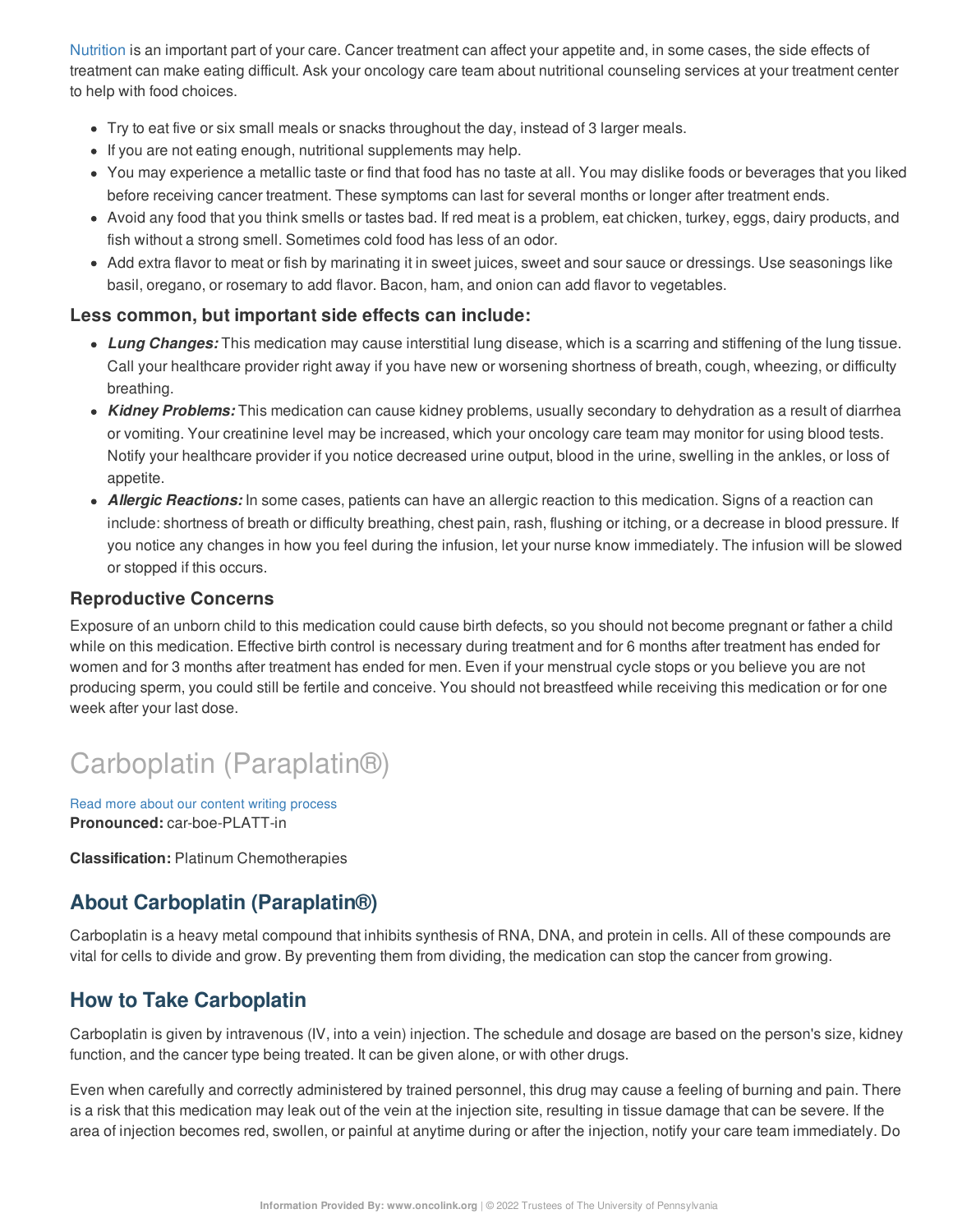Nutrition is an important part of your care. Cancer treatment can affect your appetite and, in some cases, the side effects of treatment can make eating difficult. Ask your oncology care team about nutritional counseling services at your treatment center to help with food choices.

- Try to eat five or six small meals or snacks throughout the day, instead of 3 larger meals.
- If you are not eating enough, nutritional supplements may help.
- You may experience a metallic taste or find that food has no taste at all. You may dislike foods or beverages that you liked before receiving cancer treatment. These symptoms can last for several months or longer after treatment ends.
- Avoid any food that you think smells or tastes bad. If red meat is a problem, eat chicken, turkey, eggs, dairy products, and fish without a strong smell. Sometimes cold food has less of an odor.
- Add extra flavor to meat or fish by marinating it in sweet juices, sweet and sour sauce or dressings. Use seasonings like basil, oregano, or rosemary to add flavor. Bacon, ham, and onion can add flavor to vegetables.

### Less common, but important side effects can include:

- ***Lung Changes:*** This medication may cause interstitial lung disease, which is a scarring and stiffening of the lung tissue. Call your healthcare provider right away if you have new or worsening shortness of breath, cough, wheezing, or difficulty breathing.
- ***Kidney Problems:*** This medication can cause kidney problems, usually secondary to dehydration as a result of diarrhea or vomiting. Your creatinine level may be increased, which your oncology care team may monitor for using blood tests. Notify your healthcare provider if you notice decreased urine output, blood in the urine, swelling in the ankles, or loss of appetite.
- ***Allergic Reactions:*** In some cases, patients can have an allergic reaction to this medication. Signs of a reaction can include: shortness of breath or difficulty breathing, chest pain, rash, flushing or itching, or a decrease in blood pressure. If you notice any changes in how you feel during the infusion, let your nurse know immediately. The infusion will be slowed or stopped if this occurs.

### Reproductive Concerns

Exposure of an unborn child to this medication could cause birth defects, so you should not become pregnant or father a child while on this medication. Effective birth control is necessary during treatment and for 6 months after treatment has ended for women and for 3 months after treatment has ended for men. Even if your menstrual cycle stops or you believe you are not producing sperm, you could still be fertile and conceive. You should not breastfeed while receiving this medication or for one week after your last dose.

# Carboplatin (Paraplatin®)

Read more about our content writing process

**Pronounced:** car-boe-PLATT-in

**Classification:** Platinum Chemotherapies

## About Carboplatin (Paraplatin®)

Carboplatin is a heavy metal compound that inhibits synthesis of RNA, DNA, and protein in cells. All of these compounds are vital for cells to divide and grow. By preventing them from dividing, the medication can stop the cancer from growing.

## How to Take Carboplatin

Carboplatin is given by intravenous (IV, into a vein) injection. The schedule and dosage are based on the person's size, kidney function, and the cancer type being treated. It can be given alone, or with other drugs.

Even when carefully and correctly administered by trained personnel, this drug may cause a feeling of burning and pain. There is a risk that this medication may leak out of the vein at the injection site, resulting in tissue damage that can be severe. If the area of injection becomes red, swollen, or painful at anytime during or after the injection, notify your care team immediately. Do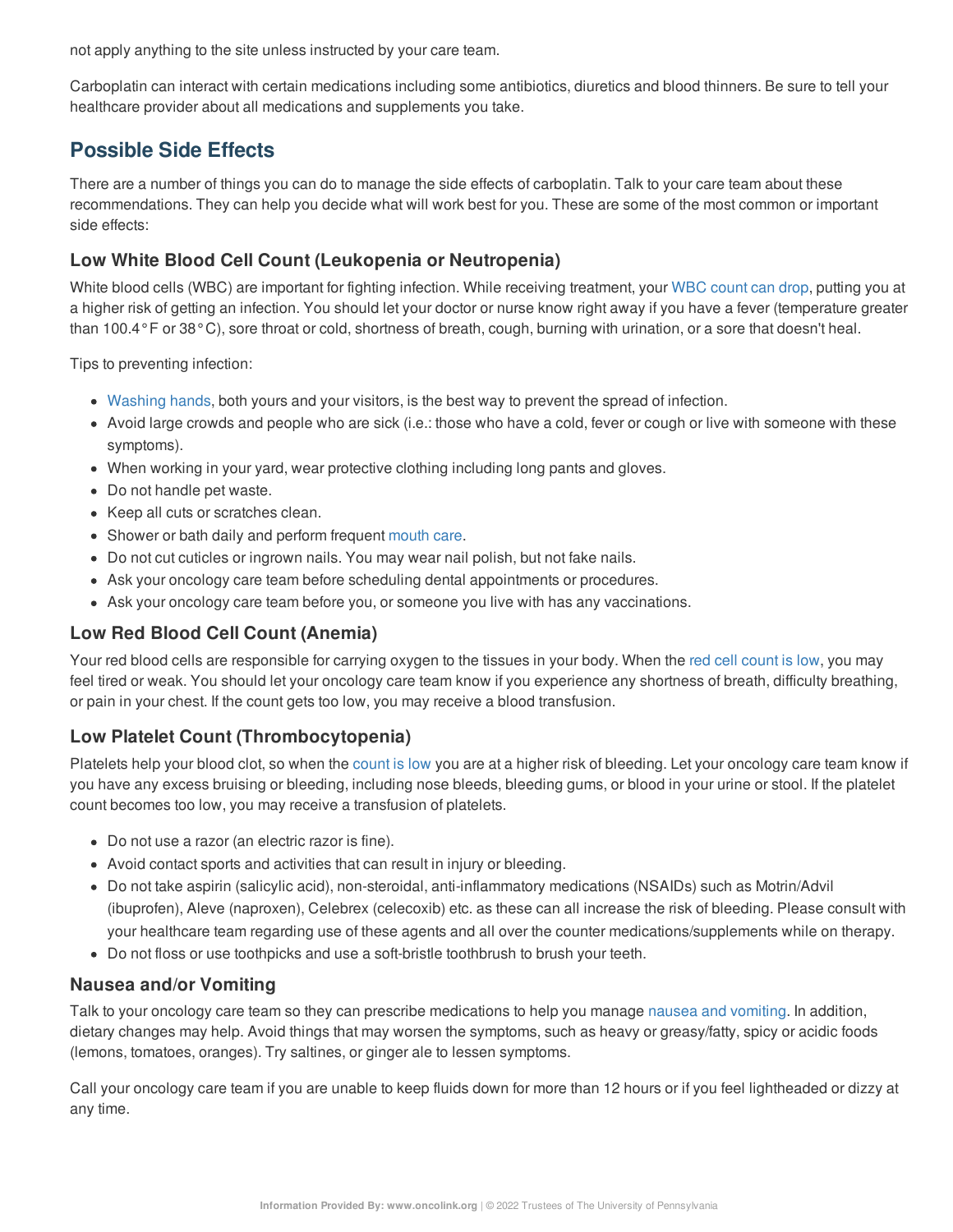not apply anything to the site unless instructed by your care team.

Carboplatin can interact with certain medications including some antibiotics, diuretics and blood thinners. Be sure to tell your healthcare provider about all medications and supplements you take.

## Possible Side Effects

There are a number of things you can do to manage the side effects of carboplatin. Talk to your care team about these recommendations. They can help you decide what will work best for you. These are some of the most common or important side effects:

### Low White Blood Cell Count (Leukopenia or Neutropenia)

White blood cells (WBC) are important for fighting infection. While receiving treatment, your WBC count can drop, putting you at a higher risk of getting an infection. You should let your doctor or nurse know right away if you have a fever (temperature greater than 100.4°F or 38°C), sore throat or cold, shortness of breath, cough, burning with urination, or a sore that doesn't heal.

Tips to preventing infection:

- Washing hands, both yours and your visitors, is the best way to prevent the spread of infection.
- Avoid large crowds and people who are sick (i.e.: those who have a cold, fever or cough or live with someone with these symptoms).
- When working in your yard, wear protective clothing including long pants and gloves.
- Do not handle pet waste.
- Keep all cuts or scratches clean.
- Shower or bath daily and perform frequent mouth care.
- Do not cut cuticles or ingrown nails. You may wear nail polish, but not fake nails.
- Ask your oncology care team before scheduling dental appointments or procedures.
- Ask your oncology care team before you, or someone you live with has any vaccinations.

### Low Red Blood Cell Count (Anemia)

Your red blood cells are responsible for carrying oxygen to the tissues in your body. When the red cell count is low, you may feel tired or weak. You should let your oncology care team know if you experience any shortness of breath, difficulty breathing, or pain in your chest. If the count gets too low, you may receive a blood transfusion.

### Low Platelet Count (Thrombocytopenia)

Platelets help your blood clot, so when the count is low you are at a higher risk of bleeding. Let your oncology care team know if you have any excess bruising or bleeding, including nose bleeds, bleeding gums, or blood in your urine or stool. If the platelet count becomes too low, you may receive a transfusion of platelets.

- Do not use a razor (an electric razor is fine).
- Avoid contact sports and activities that can result in injury or bleeding.
- Do not take aspirin (salicylic acid), non-steroidal, anti-inflammatory medications (NSAIDs) such as Motrin/Advil (ibuprofen), Aleve (naproxen), Celebrex (celecoxib) etc. as these can all increase the risk of bleeding. Please consult with your healthcare team regarding use of these agents and all over the counter medications/supplements while on therapy.
- Do not floss or use toothpicks and use a soft-bristle toothbrush to brush your teeth.

### Nausea and/or Vomiting

Talk to your oncology care team so they can prescribe medications to help you manage nausea and vomiting. In addition, dietary changes may help. Avoid things that may worsen the symptoms, such as heavy or greasy/fatty, spicy or acidic foods (lemons, tomatoes, oranges). Try saltines, or ginger ale to lessen symptoms.

Call your oncology care team if you are unable to keep fluids down for more than 12 hours or if you feel lightheaded or dizzy at any time.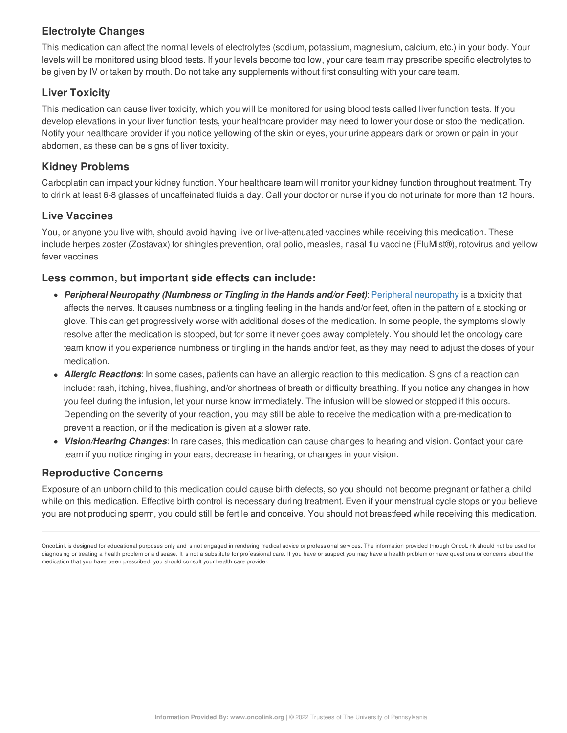## Electrolyte Changes

This medication can affect the normal levels of electrolytes (sodium, potassium, magnesium, calcium, etc.) in your body. Your levels will be monitored using blood tests. If your levels become too low, your care team may prescribe specific electrolytes to be given by IV or taken by mouth. Do not take any supplements without first consulting with your care team.

## Liver Toxicity

This medication can cause liver toxicity, which you will be monitored for using blood tests called liver function tests. If you develop elevations in your liver function tests, your healthcare provider may need to lower your dose or stop the medication. Notify your healthcare provider if you notice yellowing of the skin or eyes, your urine appears dark or brown or pain in your abdomen, as these can be signs of liver toxicity.

## Kidney Problems

Carboplatin can impact your kidney function. Your healthcare team will monitor your kidney function throughout treatment. Try to drink at least 6-8 glasses of uncaffeinated fluids a day. Call your doctor or nurse if you do not urinate for more than 12 hours.

## Live Vaccines

You, or anyone you live with, should avoid having live or live-attenuated vaccines while receiving this medication. These include herpes zoster (Zostavax) for shingles prevention, oral polio, measles, nasal flu vaccine (FluMist®), rotovirus and yellow fever vaccines.

### Less common, but important side effects can include:

- ***Peripheral Neuropathy (Numbness or Tingling in the Hands and/or Feet)***: Peripheral neuropathy is a toxicity that affects the nerves. It causes numbness or a tingling feeling in the hands and/or feet, often in the pattern of a stocking or glove. This can get progressively worse with additional doses of the medication. In some people, the symptoms slowly resolve after the medication is stopped, but for some it never goes away completely. You should let the oncology care team know if you experience numbness or tingling in the hands and/or feet, as they may need to adjust the doses of your medication.
- ***Allergic Reactions***: In some cases, patients can have an allergic reaction to this medication. Signs of a reaction can include: rash, itching, hives, flushing, and/or shortness of breath or difficulty breathing. If you notice any changes in how you feel during the infusion, let your nurse know immediately. The infusion will be slowed or stopped if this occurs. Depending on the severity of your reaction, you may still be able to receive the medication with a pre-medication to prevent a reaction, or if the medication is given at a slower rate.
- ***Vision/Hearing Changes***: In rare cases, this medication can cause changes to hearing and vision. Contact your care team if you notice ringing in your ears, decrease in hearing, or changes in your vision.

## Reproductive Concerns

Exposure of an unborn child to this medication could cause birth defects, so you should not become pregnant or father a child while on this medication. Effective birth control is necessary during treatment. Even if your menstrual cycle stops or you believe you are not producing sperm, you could still be fertile and conceive. You should not breastfeed while receiving this medication.

---

OncoLink is designed for educational purposes only and is not engaged in rendering medical advice or professional services. The information provided through OncoLink should not be used for diagnosing or treating a health problem or a disease. It is not a substitute for professional care. If you have or suspect you may have a health problem or have questions or concerns about the medication that you have been prescribed, you should consult your health care provider.